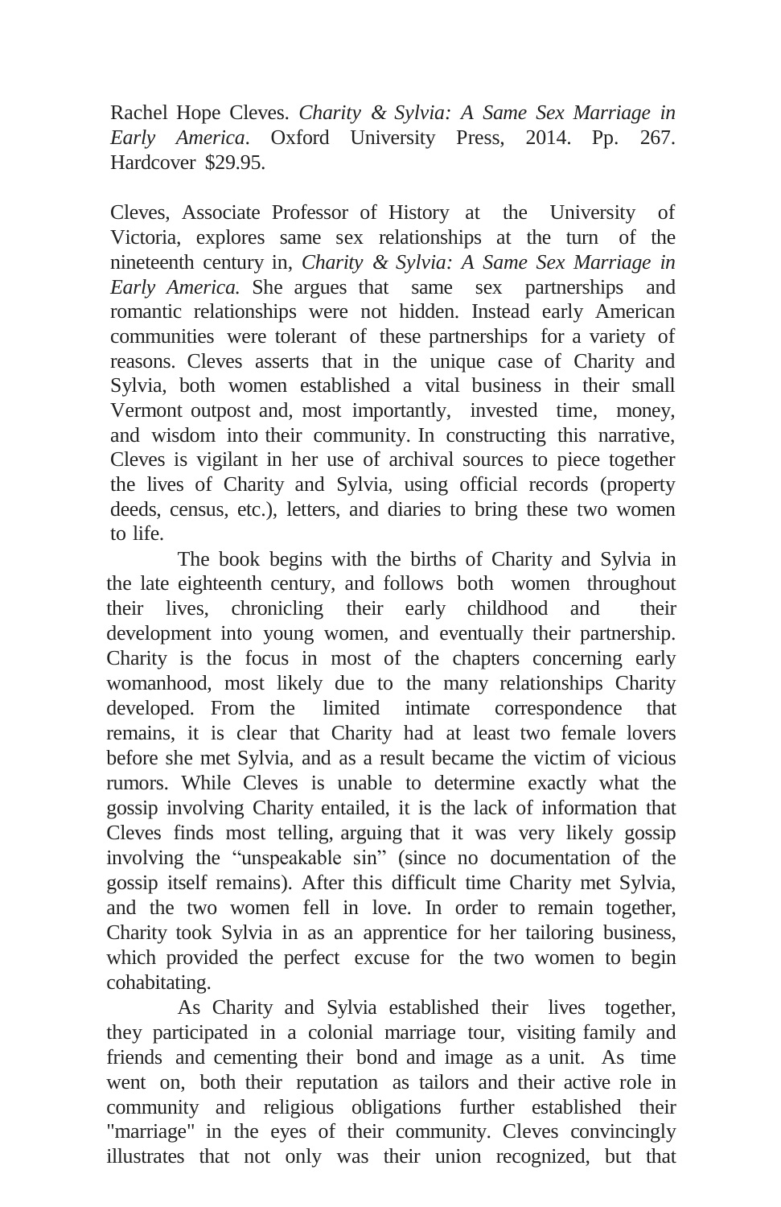Rachel Hope Cleves. *Charity & Sylvia: A Same Sex Marriage in Early America*. Oxford University Press, 2014. Pp. 267. Hardcover $29.95.

Cleves, Associate Professor of History at the University of Victoria, explores same sex relationships at the turn of the nineteenth century in, *Charity & Sylvia: A Same Sex Marriage in Early America.* She argues that same sex partnerships and romantic relationships were not hidden. Instead early American communities were tolerant of these partnerships for a variety of reasons. Cleves asserts that in the unique case of Charity and Sylvia, both women established a vital business in their small Vermont outpost and, most importantly, invested time, money, and wisdom into their community. In constructing this narrative, Cleves is vigilant in her use of archival sources to piece together the lives of Charity and Sylvia, using official records (property deeds, census, etc.), letters, and diaries to bring these two women to life.

The book begins with the births of Charity and Sylvia in the late eighteenth century, and follows both women throughout their lives, chronicling their early childhood and their development into young women, and eventually their partnership. Charity is the focus in most of the chapters concerning early womanhood, most likely due to the many relationships Charity developed. From the limited intimate correspondence that remains, it is clear that Charity had at least two female lovers before she met Sylvia, and as a result became the victim of vicious rumors. While Cleves is unable to determine exactly what the gossip involving Charity entailed, it is the lack of information that Cleves finds most telling, arguing that it was very likely gossip involving the "unspeakable sin" (since no documentation of the gossip itself remains). After this difficult time Charity met Sylvia, and the two women fell in love. In order to remain together, Charity took Sylvia in as an apprentice for her tailoring business, which provided the perfect excuse for the two women to begin cohabitating.

As Charity and Sylvia established their lives together, they participated in a colonial marriage tour, visiting family and friends and cementing their bond and image as a unit. As time went on, both their reputation as tailors and their active role in community and religious obligations further established their "marriage" in the eyes of their community. Cleves convincingly illustrates that not only was their union recognized, but that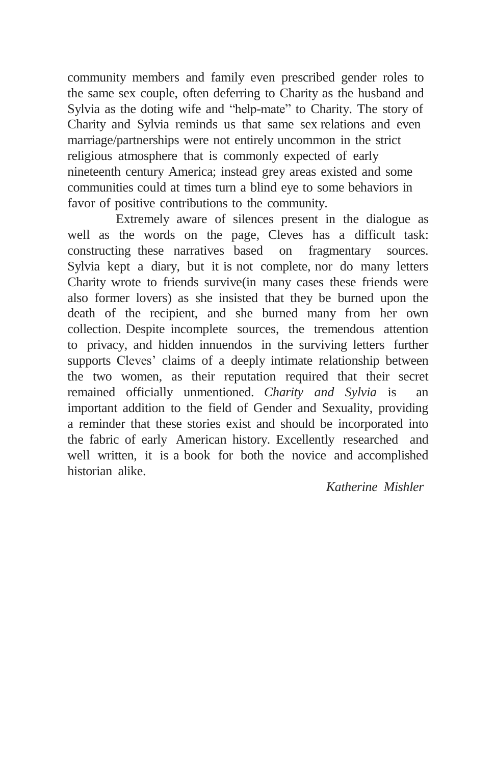community members and family even prescribed gender roles to the same sex couple, often deferring to Charity as the husband and Sylvia as the doting wife and “help-mate” to Charity. The story of Charity and Sylvia reminds us that same sex relations and even marriage/partnerships were not entirely uncommon in the strict religious atmosphere that is commonly expected of early nineteenth century America; instead grey areas existed and some communities could at times turn a blind eye to some behaviors in favor of positive contributions to the community.

Extremely aware of silences present in the dialogue as well as the words on the page, Cleves has a difficult task: constructing these narratives based on fragmentary sources. Sylvia kept a diary, but it is not complete, nor do many letters Charity wrote to friends survive(in many cases these friends were also former lovers) as she insisted that they be burned upon the death of the recipient, and she burned many from her own collection. Despite incomplete sources, the tremendous attention to privacy, and hidden innuendos in the surviving letters further supports Cleves’ claims of a deeply intimate relationship between the two women, as their reputation required that their secret remained officially unmentioned. *Charity and Sylvia* is an important addition to the field of Gender and Sexuality, providing a reminder that these stories exist and should be incorporated into the fabric of early American history. Excellently researched and well written, it is a book for both the novice and accomplished historian alike.

*Katherine Mishler*